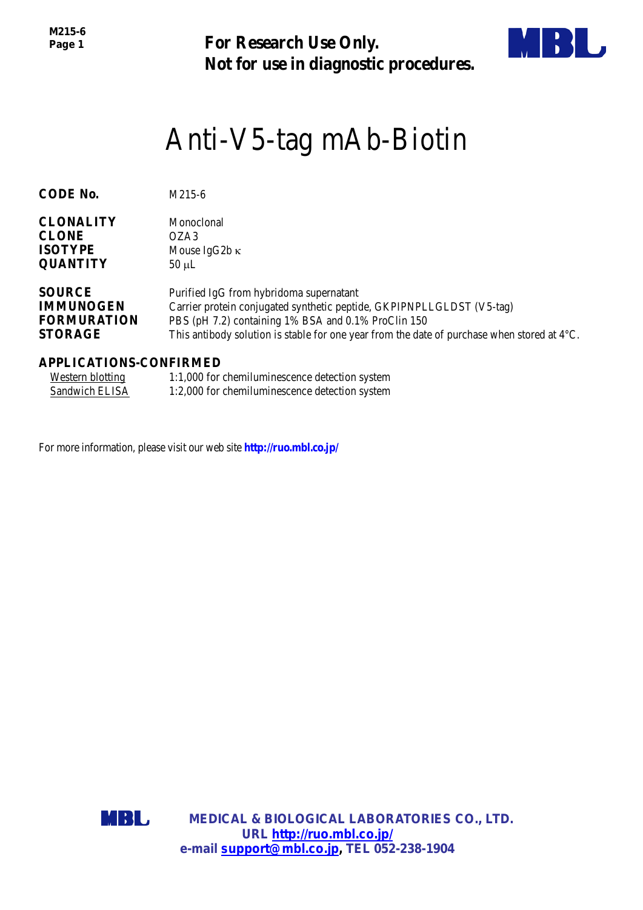**For Research Use Only.**
**Not for use in diagnostic procedures.**

# Anti-V5-tag mAb-Biotin

| | |
|---|---|
| **CODE No.** | M215-6 |
| **CLONALITY** | Monoclonal |
| **CLONE** | OZA3 |
| **ISOTYPE** | Mouse IgG2b κ |
| **QUANTITY** | 50 μL |
| **SOURCE** | Purified IgG from hybridoma supernatant |
| **IMMUNOGEN** | Carrier protein conjugated synthetic peptide, GKPIPNPLLGLDST (V5-tag) |
| **FORMURATION** | PBS (pH 7.2) containing 1% BSA and 0.1% ProClin 150 |
| **STORAGE** | This antibody solution is stable for one year from the date of purchase when stored at 4°C. |

**APPLICATIONS-CONFIRMED**

| | |
|---|---|
| Western blotting | 1:1,000 for chemiluminescence detection system |
| Sandwich ELISA | 1:2,000 for chemiluminescence detection system |

For more information, please visit our web site **http://ruo.mbl.co.jp/**

**MEDICAL & BIOLOGICAL LABORATORIES CO., LTD.**
**URL http://ruo.mbl.co.jp/**
**e-mail support@mbl.co.jp, TEL 052-238-1904**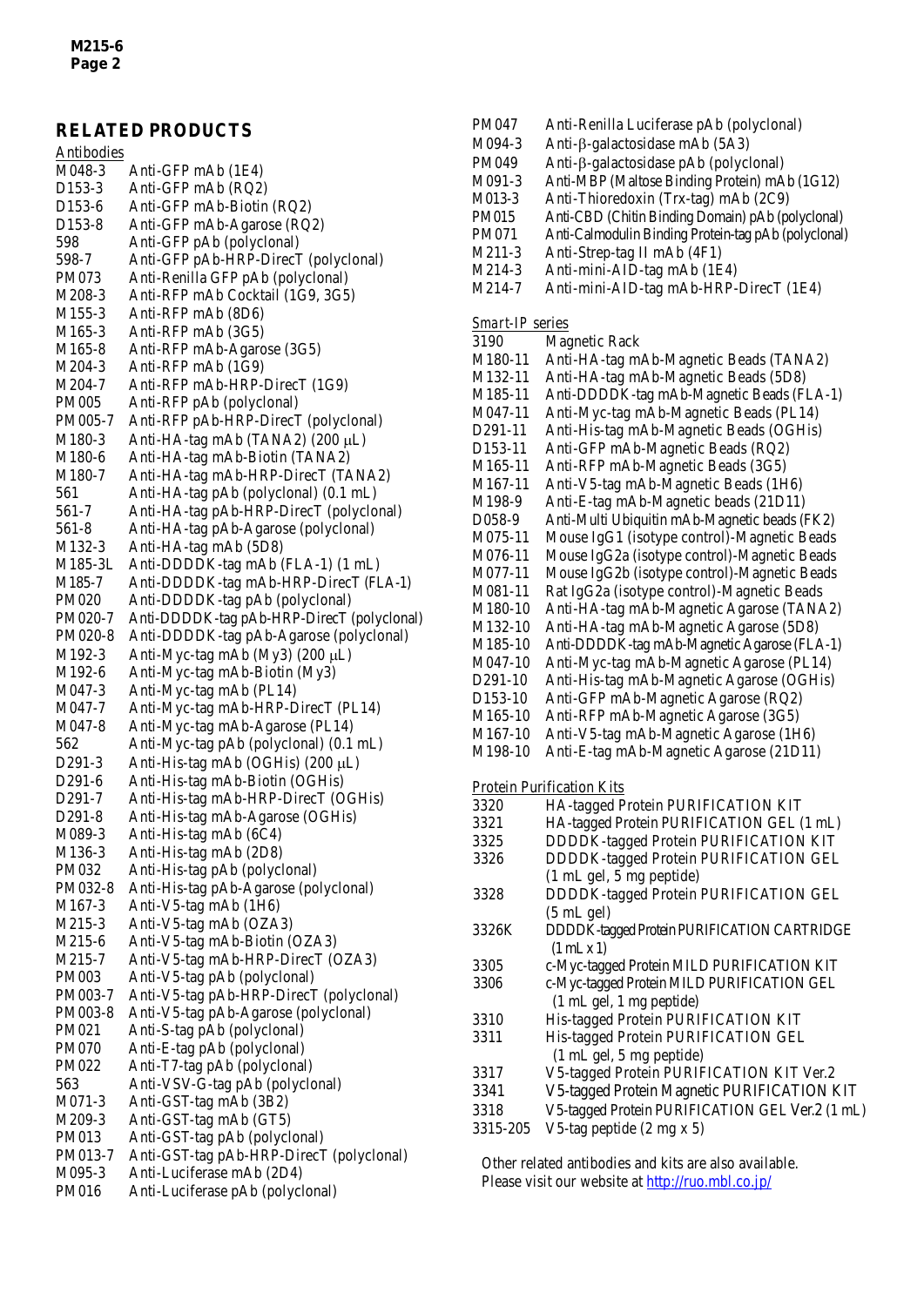## RELATED PRODUCTS

### Antibodies

| | |
|---|---|
| M048-3 | Anti-GFP mAb (1E4) |
| D153-3 | Anti-GFP mAb (RQ2) |
| D153-6 | Anti-GFP mAb-Biotin (RQ2) |
| D153-8 | Anti-GFP mAb-Agarose (RQ2) |
| 598 | Anti-GFP pAb (polyclonal) |
| 598-7 | Anti-GFP pAb-HRP-DirecT (polyclonal) |
| PM073 | Anti-Renilla GFP pAb (polyclonal) |
| M208-3 | Anti-RFP mAb Cocktail (1G9, 3G5) |
| M155-3 | Anti-RFP mAb (8D6) |
| M165-3 | Anti-RFP mAb (3G5) |
| M165-8 | Anti-RFP mAb-Agarose (3G5) |
| M204-3 | Anti-RFP mAb (1G9) |
| M204-7 | Anti-RFP mAb-HRP-DirecT (1G9) |
| PM005 | Anti-RFP pAb (polyclonal) |
| PM005-7 | Anti-RFP pAb-HRP-DirecT (polyclonal) |
| M180-3 | Anti-HA-tag mAb (TANA2) (200 μL) |
| M180-6 | Anti-HA-tag mAb-Biotin (TANA2) |
| M180-7 | Anti-HA-tag mAb-HRP-DirecT (TANA2) |
| 561 | Anti-HA-tag pAb (polyclonal) (0.1 mL) |
| 561-7 | Anti-HA-tag pAb-HRP-DirecT (polyclonal) |
| 561-8 | Anti-HA-tag pAb-Agarose (polyclonal) |
| M132-3 | Anti-HA-tag mAb (5D8) |
| M185-3L | Anti-DDDDK-tag mAb (FLA-1) (1 mL) |
| M185-7 | Anti-DDDDK-tag mAb-HRP-DirecT (FLA-1) |
| PM020 | Anti-DDDDK-tag pAb (polyclonal) |
| PM020-7 | Anti-DDDDK-tag pAb-HRP-DirecT (polyclonal) |
| PM020-8 | Anti-DDDDK-tag pAb-Agarose (polyclonal) |
| M192-3 | Anti-Myc-tag mAb (My3) (200 μL) |
| M192-6 | Anti-Myc-tag mAb-Biotin (My3) |
| M047-3 | Anti-Myc-tag mAb (PL14) |
| M047-7 | Anti-Myc-tag mAb-HRP-DirecT (PL14) |
| M047-8 | Anti-Myc-tag mAb-Agarose (PL14) |
| 562 | Anti-Myc-tag pAb (polyclonal) (0.1 mL) |
| D291-3 | Anti-His-tag mAb (OGHis) (200 μL) |
| D291-6 | Anti-His-tag mAb-Biotin (OGHis) |
| D291-7 | Anti-His-tag mAb-HRP-DirecT (OGHis) |
| D291-8 | Anti-His-tag mAb-Agarose (OGHis) |
| M089-3 | Anti-His-tag mAb (6C4) |
| M136-3 | Anti-His-tag mAb (2D8) |
| PM032 | Anti-His-tag pAb (polyclonal) |
| PM032-8 | Anti-His-tag pAb-Agarose (polyclonal) |
| M167-3 | Anti-V5-tag mAb (1H6) |
| M215-3 | Anti-V5-tag mAb (OZA3) |
| M215-6 | Anti-V5-tag mAb-Biotin (OZA3) |
| M215-7 | Anti-V5-tag mAb-HRP-DirecT (OZA3) |
| PM003 | Anti-V5-tag pAb (polyclonal) |
| PM003-7 | Anti-V5-tag pAb-HRP-DirecT (polyclonal) |
| PM003-8 | Anti-V5-tag pAb-Agarose (polyclonal) |
| PM021 | Anti-S-tag pAb (polyclonal) |
| PM070 | Anti-E-tag pAb (polyclonal) |
| PM022 | Anti-T7-tag pAb (polyclonal) |
| 563 | Anti-VSV-G-tag pAb (polyclonal) |
| M071-3 | Anti-GST-tag mAb (3B2) |
| M209-3 | Anti-GST-tag mAb (GT5) |
| PM013 | Anti-GST-tag pAb (polyclonal) |
| PM013-7 | Anti-GST-tag pAb-HRP-DirecT (polyclonal) |
| M095-3 | Anti-Luciferase mAb (2D4) |
| PM016 | Anti-Luciferase pAb (polyclonal) |
| PM047 | Anti-Renilla Luciferase pAb (polyclonal) |
| M094-3 | Anti-β-galactosidase mAb (5A3) |
| PM049 | Anti-β-galactosidase pAb (polyclonal) |
| M091-3 | Anti-MBP (Maltose Binding Protein) mAb (1G12) |
| M013-3 | Anti-Thioredoxin (Trx-tag) mAb (2C9) |
| PM015 | Anti-CBD (Chitin Binding Domain) pAb (polyclonal) |
| PM071 | Anti-Calmodulin Binding Protein-tag pAb (polyclonal) |
| M211-3 | Anti-Strep-tag II mAb (4F1) |
| M214-3 | Anti-mini-AID-tag mAb (1E4) |
| M214-7 | Anti-mini-AID-tag mAb-HRP-DirecT (1E4) |

### *Smart*-IP series

| | |
|---|---|
| 3190 | Magnetic Rack |
| M180-11 | Anti-HA-tag mAb-Magnetic Beads (TANA2) |
| M132-11 | Anti-HA-tag mAb-Magnetic Beads (5D8) |
| M185-11 | Anti-DDDDK-tag mAb-Magnetic Beads (FLA-1) |
| M047-11 | Anti-Myc-tag mAb-Magnetic Beads (PL14) |
| D291-11 | Anti-His-tag mAb-Magnetic Beads (OGHis) |
| D153-11 | Anti-GFP mAb-Magnetic Beads (RQ2) |
| M165-11 | Anti-RFP mAb-Magnetic Beads (3G5) |
| M167-11 | Anti-V5-tag mAb-Magnetic Beads (1H6) |
| M198-9 | Anti-E-tag mAb-Magnetic beads (21D11) |
| D058-9 | Anti-Multi Ubiquitin mAb-Magnetic beads (FK2) |
| M075-11 | Mouse IgG1 (isotype control)-Magnetic Beads |
| M076-11 | Mouse IgG2a (isotype control)-Magnetic Beads |
| M077-11 | Mouse IgG2b (isotype control)-Magnetic Beads |
| M081-11 | Rat IgG2a (isotype control)-Magnetic Beads |
| M180-10 | Anti-HA-tag mAb-Magnetic Agarose (TANA2) |
| M132-10 | Anti-HA-tag mAb-Magnetic Agarose (5D8) |
| M185-10 | Anti-DDDDK-tag mAb-Magnetic Agarose (FLA-1) |
| M047-10 | Anti-Myc-tag mAb-Magnetic Agarose (PL14) |
| D291-10 | Anti-His-tag mAb-Magnetic Agarose (OGHis) |
| D153-10 | Anti-GFP mAb-Magnetic Agarose (RQ2) |
| M165-10 | Anti-RFP mAb-Magnetic Agarose (3G5) |
| M167-10 | Anti-V5-tag mAb-Magnetic Agarose (1H6) |
| M198-10 | Anti-E-tag mAb-Magnetic Agarose (21D11) |

### Protein Purification Kits

| | |
|---|---|
| 3320 | HA-tagged Protein PURIFICATION KIT |
| 3321 | HA-tagged Protein PURIFICATION GEL (1 mL) |
| 3325 | DDDDK-tagged Protein PURIFICATION KIT |
| 3326 | DDDDK-tagged Protein PURIFICATION GEL (1 mL gel, 5 mg peptide) |
| 3328 | DDDDK-tagged Protein PURIFICATION GEL (5 mL gel) |
| 3326K | DDDDK-tagged Protein PURIFICATION CARTRIDGE (1 mL x 1) |
| 3305 | c-Myc-tagged Protein MILD PURIFICATION KIT |
| 3306 | c-Myc-tagged Protein MILD PURIFICATION GEL (1 mL gel, 1 mg peptide) |
| 3310 | His-tagged Protein PURIFICATION KIT |
| 3311 | His-tagged Protein PURIFICATION GEL (1 mL gel, 5 mg peptide) |
| 3317 | V5-tagged Protein PURIFICATION KIT Ver.2 |
| 3341 | V5-tagged Protein Magnetic PURIFICATION KIT |
| 3318 | V5-tagged Protein PURIFICATION GEL Ver.2 (1 mL) |
| 3315-205 | V5-tag peptide (2 mg x 5) |

Other related antibodies and kits are also available.
Please visit our website at http://ruo.mbl.co.jp/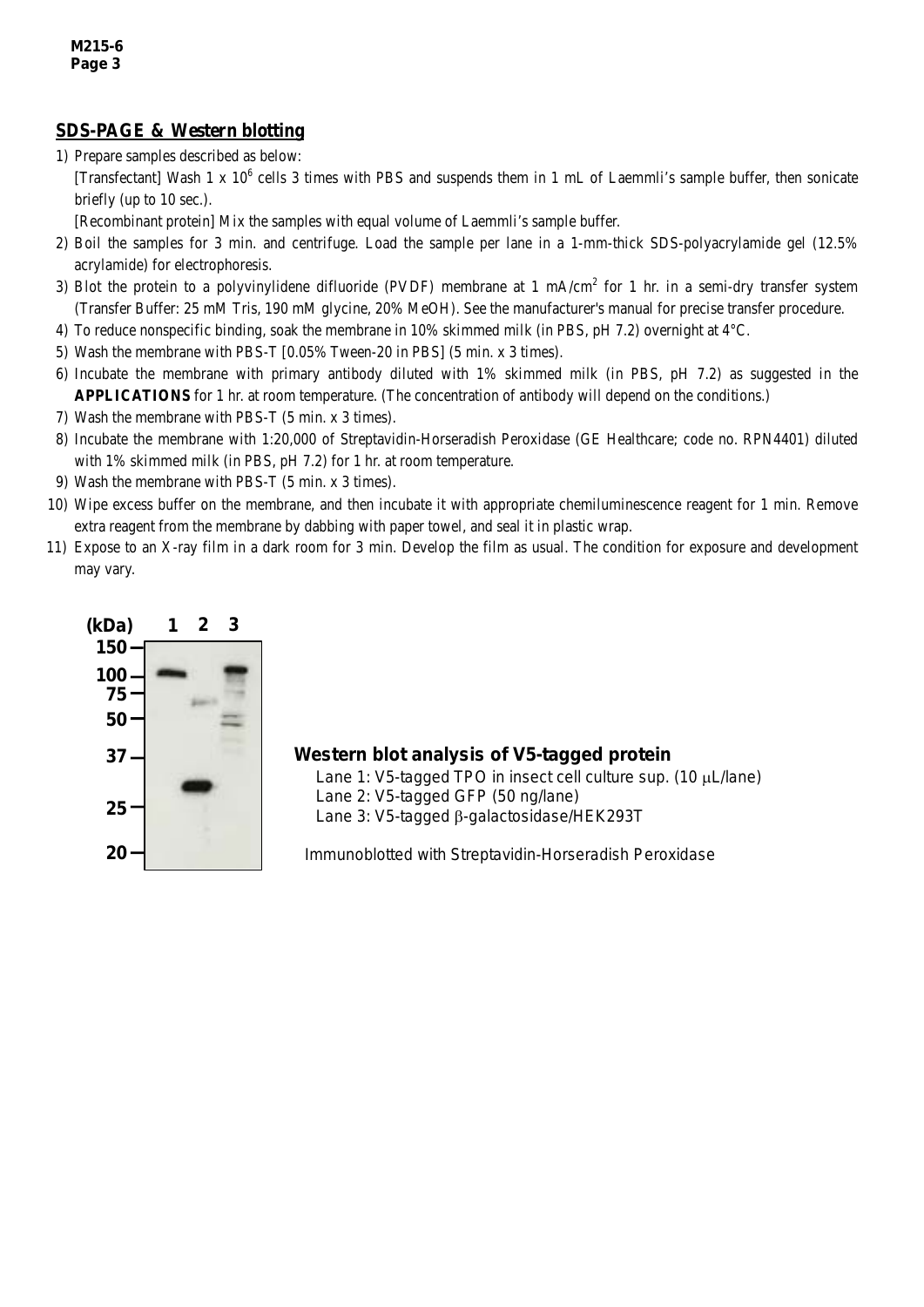## SDS-PAGE & Western blotting

1) Prepare samples described as below:
   [Transfectant] Wash 1 x $10^6$ cells 3 times with PBS and suspends them in 1 mL of Laemmli's sample buffer, then sonicate briefly (up to 10 sec.).
   [Recombinant protein] Mix the samples with equal volume of Laemmli's sample buffer.
2) Boil the samples for 3 min. and centrifuge. Load the sample per lane in a 1-mm-thick SDS-polyacrylamide gel (12.5% acrylamide) for electrophoresis.
3) Blot the protein to a polyvinylidene difluoride (PVDF) membrane at 1 mA/$cm^2$ for 1 hr. in a semi-dry transfer system (Transfer Buffer: 25 mM Tris, 190 mM glycine, 20% MeOH). See the manufacturer's manual for precise transfer procedure.
4) To reduce nonspecific binding, soak the membrane in 10% skimmed milk (in PBS, pH 7.2) overnight at 4°C.
5) Wash the membrane with PBS-T [0.05% Tween-20 in PBS] (5 min. x 3 times).
6) Incubate the membrane with primary antibody diluted with 1% skimmed milk (in PBS, pH 7.2) as suggested in the **APPLICATIONS** for 1 hr. at room temperature. (The concentration of antibody will depend on the conditions.)
7) Wash the membrane with PBS-T (5 min. x 3 times).
8) Incubate the membrane with 1:20,000 of Streptavidin-Horseradish Peroxidase (GE Healthcare; code no. RPN4401) diluted with 1% skimmed milk (in PBS, pH 7.2) for 1 hr. at room temperature.
9) Wash the membrane with PBS-T (5 min. x 3 times).
10) Wipe excess buffer on the membrane, and then incubate it with appropriate chemiluminescence reagent for 1 min. Remove extra reagent from the membrane by dabbing with paper towel, and seal it in plastic wrap.
11) Expose to an X-ray film in a dark room for 3 min. Develop the film as usual. The condition for exposure and development may vary.

(kDa) 1 2 3
150
100
75
50
37
25
20

**Western blot analysis of V5-tagged protein**

Lane 1: V5-tagged TPO in insect cell culture sup. (10 μL/lane)
Lane 2: V5-tagged GFP (50 ng/lane)
Lane 3: V5-tagged β-galactosidase/HEK293T

Immunoblotted with Streptavidin-Horseradish Peroxidase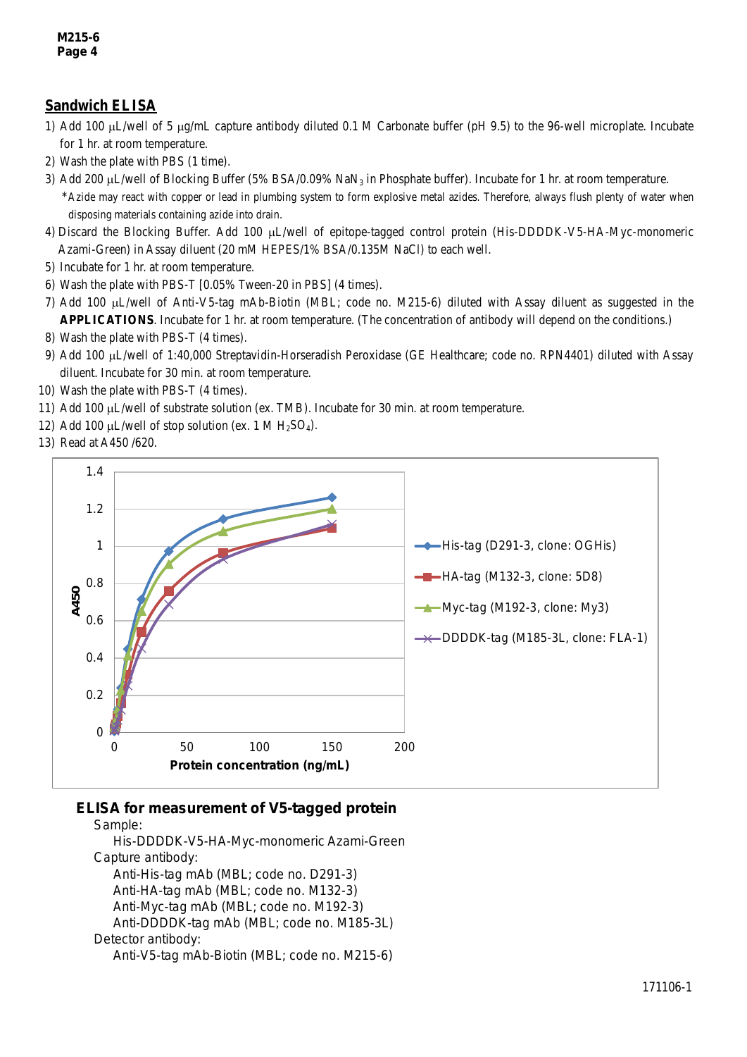## Sandwich ELISA

1) Add 100 μL/well of 5 μg/mL capture antibody diluted 0.1 M Carbonate buffer (pH 9.5) to the 96-well microplate. Incubate for 1 hr. at room temperature.
2) Wash the plate with PBS (1 time).
3) Add 200 μL/well of Blocking Buffer (5% BSA/0.09% $NaN_3$ in Phosphate buffer). Incubate for 1 hr. at room temperature.
   *Azide may react with copper or lead in plumbing system to form explosive metal azides. Therefore, always flush plenty of water when disposing materials containing azide into drain.
4) Discard the Blocking Buffer. Add 100 μL/well of epitope-tagged control protein (His-DDDDK-V5-HA-Myc-monomeric Azami-Green) in Assay diluent (20 mM HEPES/1% BSA/0.135M NaCl) to each well.
5) Incubate for 1 hr. at room temperature.
6) Wash the plate with PBS-T [0.05% Tween-20 in PBS] (4 times).
7) Add 100 μL/well of Anti-V5-tag mAb-Biotin (MBL; code no. M215-6) diluted with Assay diluent as suggested in the **APPLICATIONS**. Incubate for 1 hr. at room temperature. (The concentration of antibody will depend on the conditions.)
8) Wash the plate with PBS-T (4 times).
9) Add 100 μL/well of 1:40,000 Streptavidin-Horseradish Peroxidase (GE Healthcare; code no. RPN4401) diluted with Assay diluent. Incubate for 30 min. at room temperature.
10) Wash the plate with PBS-T (4 times).
11) Add 100 μL/well of substrate solution (ex. TMB). Incubate for 30 min. at room temperature.
12) Add 100 μL/well of stop solution (ex. 1 M $H_2SO_4$).
13) Read at A450 /620.

A450
1.4
1.2
1
0.8
0.6
0.4
0.2
0
0
50
100
150
200
Protein concentration (ng/mL)
His-tag (D291-3, clone: OGHis)
HA-tag (M132-3, clone: 5D8)
Myc-tag (M192-3, clone: My3)
DDDDK-tag (M185-3L, clone: FLA-1)

**ELISA for measurement of V5-tagged protein**

Sample:
His-DDDDK-V5-HA-Myc-monomeric Azami-Green

Capture antibody:
Anti-His-tag mAb (MBL; code no. D291-3)
Anti-HA-tag mAb (MBL; code no. M132-3)
Anti-Myc-tag mAb (MBL; code no. M192-3)
Anti-DDDDK-tag mAb (MBL; code no. M185-3L)

Detector antibody:
Anti-V5-tag mAb-Biotin (MBL; code no. M215-6)

171106-1